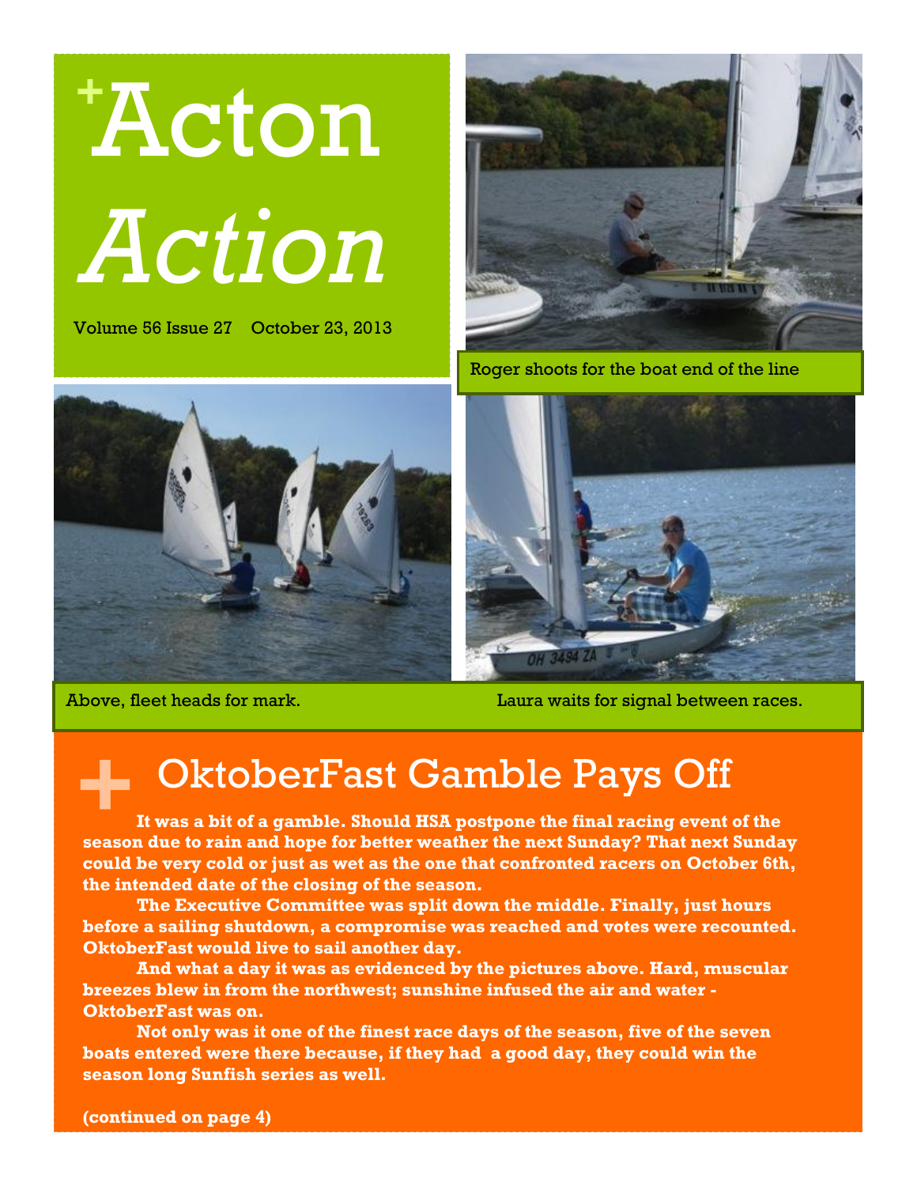# Acton *Action*

Volume 56 Issue 27 October 23, 2013

Roger shoots for the boat end of the line

Above, fleet heads for mark.

Laura waits for signal between races.

## OktoberFast Gamble Pays Off

**It was a bit of a gamble. Should HSA postpone the final racing event of the season due to rain and hope for better weather the next Sunday? That next Sunday could be very cold or just as wet as the one that confronted racers on October 6th, the intended date of the closing of the season.**

**The Executive Committee was split down the middle. Finally, just hours before a sailing shutdown, a compromise was reached and votes were recounted. OktoberFast would live to sail another day.**

**And what a day it was as evidenced by the pictures above. Hard, muscular breezes blew in from the northwest; sunshine infused the air and water - OktoberFast was on.**

**Not only was it one of the finest race days of the season, five of the seven boats entered were there because, if they had a good day, they could win the season long Sunfish series as well.**

**(continued on page 4)**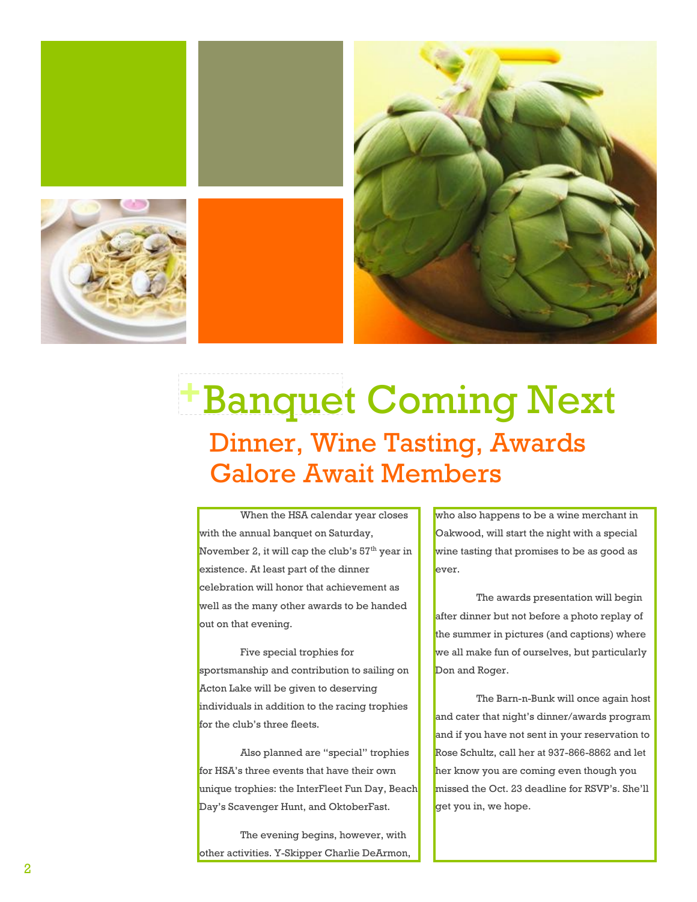# Banquet Coming Next

## Dinner, Wine Tasting, Awards Galore Await Members

When the HSA calendar year closes with the annual banquet on Saturday, November 2, it will cap the club's 57th year in existence. At least part of the dinner celebration will honor that achievement as well as the many other awards to be handed out on that evening.

Five special trophies for sportsmanship and contribution to sailing on Acton Lake will be given to deserving individuals in addition to the racing trophies for the club's three fleets.

Also planned are "special" trophies for HSA's three events that have their own unique trophies: the InterFleet Fun Day, Beach Day's Scavenger Hunt, and OktoberFast.

The evening begins, however, with other activities. Y-Skipper Charlie DeArmon, who also happens to be a wine merchant in Oakwood, will start the night with a special wine tasting that promises to be as good as ever.

The awards presentation will begin after dinner but not before a photo replay of the summer in pictures (and captions) where we all make fun of ourselves, but particularly Don and Roger.

The Barn-n-Bunk will once again host and cater that night's dinner/awards program and if you have not sent in your reservation to Rose Schultz, call her at 937-866-8862 and let her know you are coming even though you missed the Oct. 23 deadline for RSVP's. She'll get you in, we hope.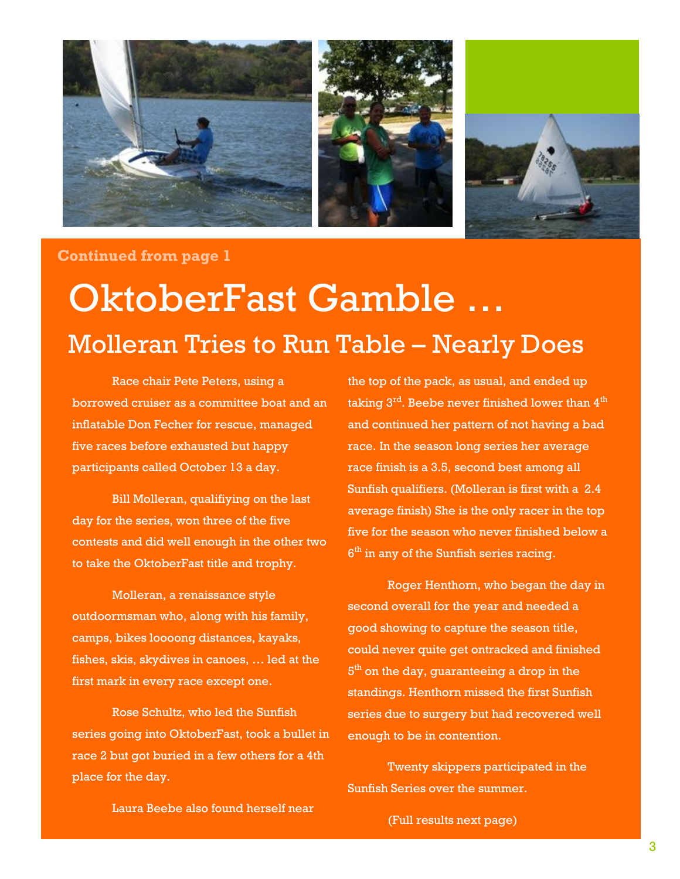Continued from page 1

# OktoberFast Gamble …

## Molleran Tries to Run Table – Nearly Does

Race chair Pete Peters, using a borrowed cruiser as a committee boat and an inflatable Don Fecher for rescue, managed five races before exhausted but happy participants called October 13 a day.

Bill Molleran, qualifiying on the last day for the series, won three of the five contests and did well enough in the other two to take the OktoberFast title and trophy.

Molleran, a renaissance style outdoorsman who, along with his family, camps, bikes loooong distances, kayaks, fishes, skis, skydives in canoes, … led at the first mark in every race except one.

Rose Schultz, who led the Sunfish series going into OktoberFast, took a bullet in race 2 but got buried in a few others for a 4th place for the day.

Laura Beebe also found herself near the top of the pack, as usual, and ended up taking 3rd. Beebe never finished lower than 4th and continued her pattern of not having a bad race. In the season long series her average race finish is a 3.5, second best among all Sunfish qualifiers. (Molleran is first with a 2.4 average finish) She is the only racer in the top five for the season who never finished below a 6th in any of the Sunfish series racing.

Roger Henthorn, who began the day in second overall for the year and needed a good showing to capture the season title, could never quite get ontracked and finished 5th on the day, guaranteeing a drop in the standings. Henthorn missed the first Sunfish series due to surgery but had recovered well enough to be in contention.

Twenty skippers participated in the Sunfish Series over the summer.

(Full results next page)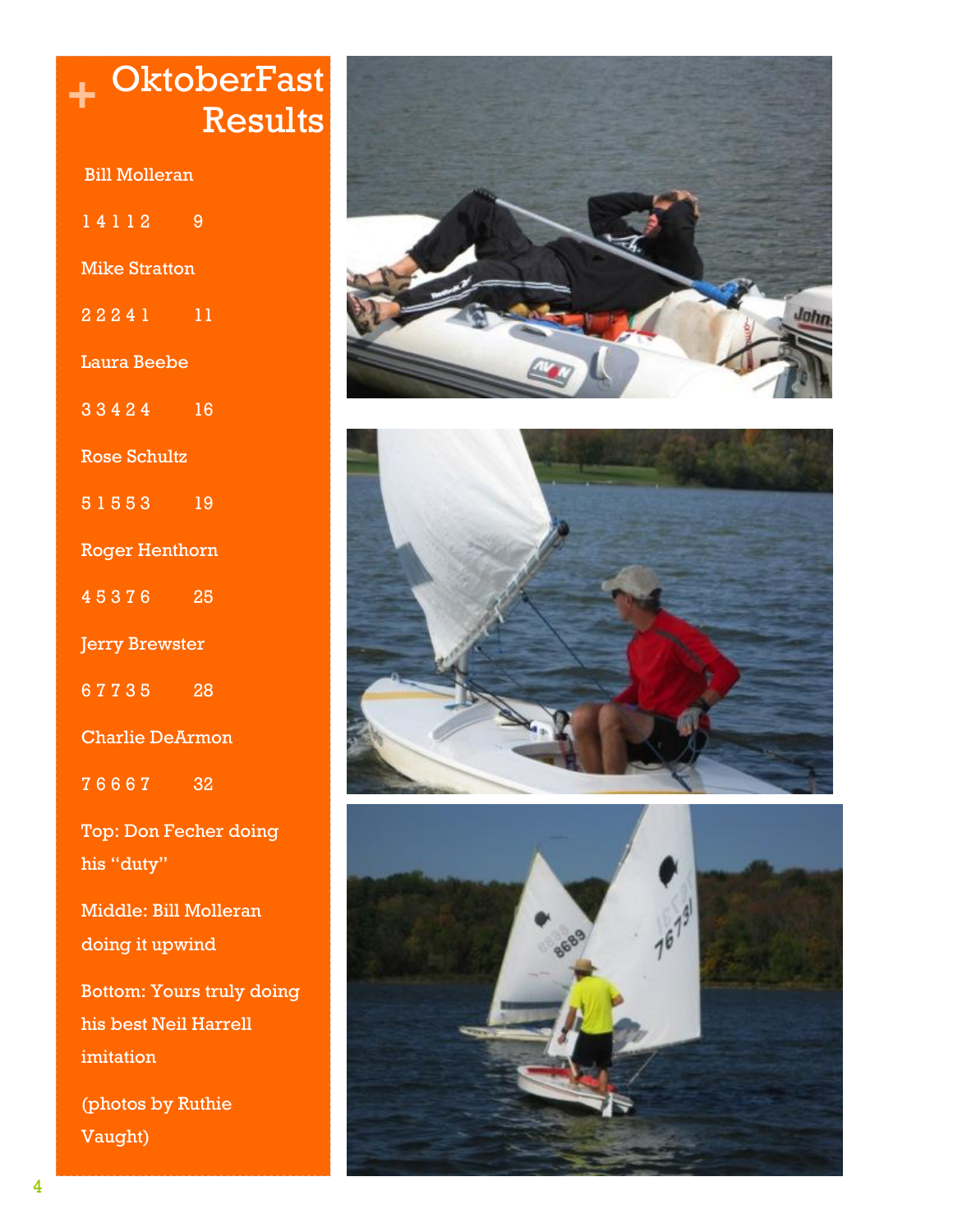# OktoberFast Results

Bill Molleran

1 4 1 1 2 9

Mike Stratton

2 2 2 4 1 11

Laura Beebe

3 3 4 2 4 16

Rose Schultz

5 1 5 5 3 19

Roger Henthorn

4 5 3 7 6 25

Jerry Brewster

6 7 7 3 5 28

Charlie DeArmon

7 6 6 6 7 32

Top: Don Fecher doing his "duty"

Middle: Bill Molleran doing it upwind

Bottom: Yours truly doing his best Neil Harrell imitation

(photos by Ruthie Vaught)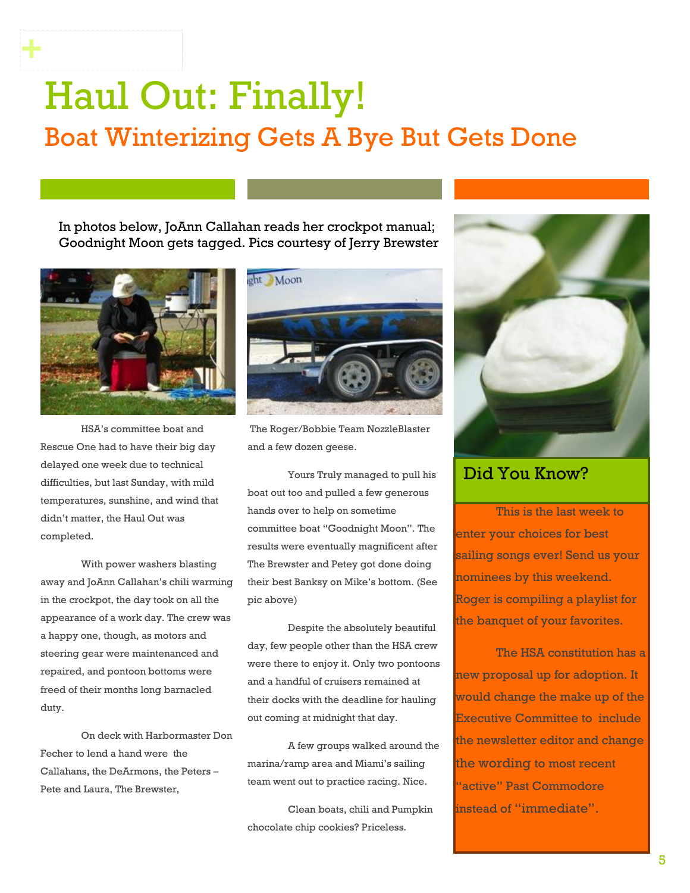# Haul Out: Finally!

## Boat Winterizing Gets A Bye But Gets Done

In photos below, JoAnn Callahan reads her crockpot manual; Goodnight Moon gets tagged. Pics courtesy of Jerry Brewster

HSA's committee boat and Rescue One had to have their big day delayed one week due to technical difficulties, but last Sunday, with mild temperatures, sunshine, and wind that didn't matter, the Haul Out was completed.

With power washers blasting away and JoAnn Callahan's chili warming in the crockpot, the day took on all the appearance of a work day. The crew was a happy one, though, as motors and steering gear were maintenanced and repaired, and pontoon bottoms were freed of their months long barnacled duty.

On deck with Harbormaster Don Fecher to lend a hand were the Callahans, the DeArmons, the Peters – Pete and Laura, The Brewster, The Roger/Bobbie Team NozzleBlaster and a few dozen geese.

Yours Truly managed to pull his boat out too and pulled a few generous hands over to help on sometime committee boat "Goodnight Moon". The results were eventually magnificent after The Brewster and Petey got done doing their best Banksy on Mike's bottom. (See pic above)

Despite the absolutely beautiful day, few people other than the HSA crew were there to enjoy it. Only two pontoons and a handful of cruisers remained at their docks with the deadline for hauling out coming at midnight that day.

A few groups walked around the marina/ramp area and Miami's sailing team went out to practice racing. Nice.

Clean boats, chili and Pumpkin chocolate chip cookies? Priceless.

### Did You Know?

This is the last week to enter your choices for best sailing songs ever! Send us your nominees by this weekend. Roger is compiling a playlist for the banquet of your favorites.

The HSA constitution has a new proposal up for adoption. It would change the make up of the Executive Committee to include the newsletter editor and change the wording to most recent "active" Past Commodore instead of "immediate".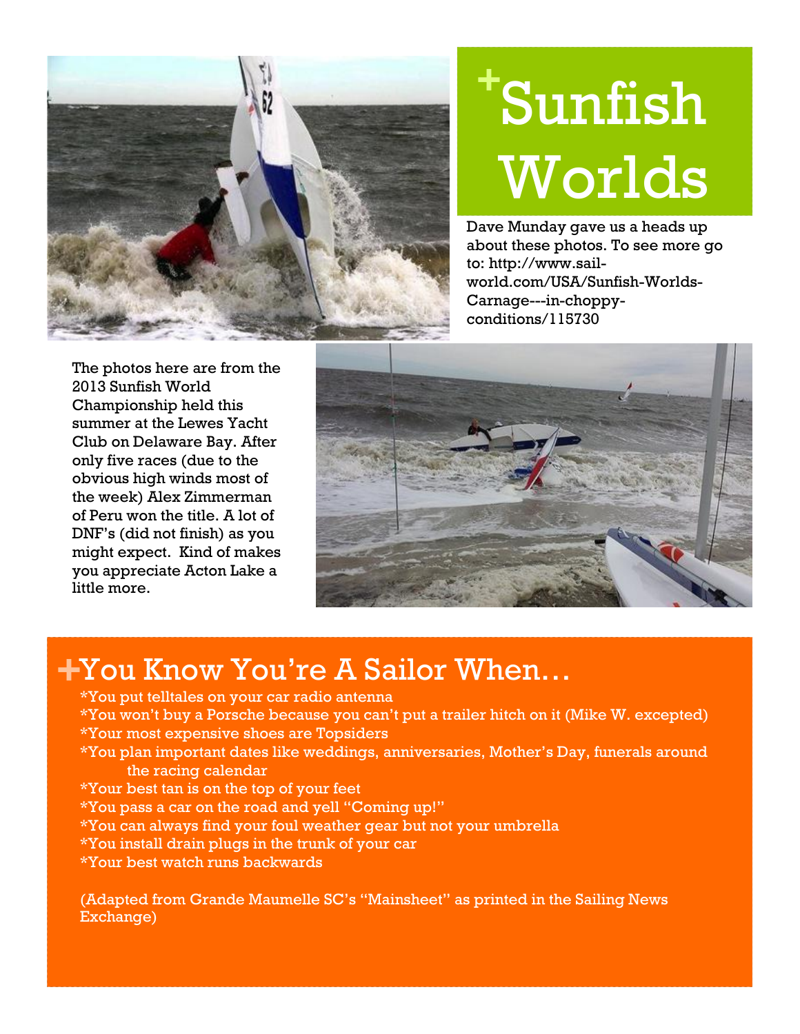# Sunfish Worlds

Dave Munday gave us a heads up about these photos. To see more go to: http://www.sail-world.com/USA/Sunfish-Worlds-Carnage---in-choppy-conditions/115730

The photos here are from the 2013 Sunfish World Championship held this summer at the Lewes Yacht Club on Delaware Bay. After only five races (due to the obvious high winds most of the week) Alex Zimmerman of Peru won the title. A lot of DNF's (did not finish) as you might expect. Kind of makes you appreciate Acton Lake a little more.

## You Know You're A Sailor When…

*You put telltales on your car radio antenna
*You won't buy a Porsche because you can't put a trailer hitch on it (Mike W. excepted)
*Your most expensive shoes are Topsiders
*You plan important dates like weddings, anniversaries, Mother's Day, funerals around the racing calendar
*Your best tan is on the top of your feet
*You pass a car on the road and yell "Coming up!"
*You can always find your foul weather gear but not your umbrella
*You install drain plugs in the trunk of your car
*Your best watch runs backwards

(Adapted from Grande Maumelle SC's "Mainsheet" as printed in the Sailing News Exchange)